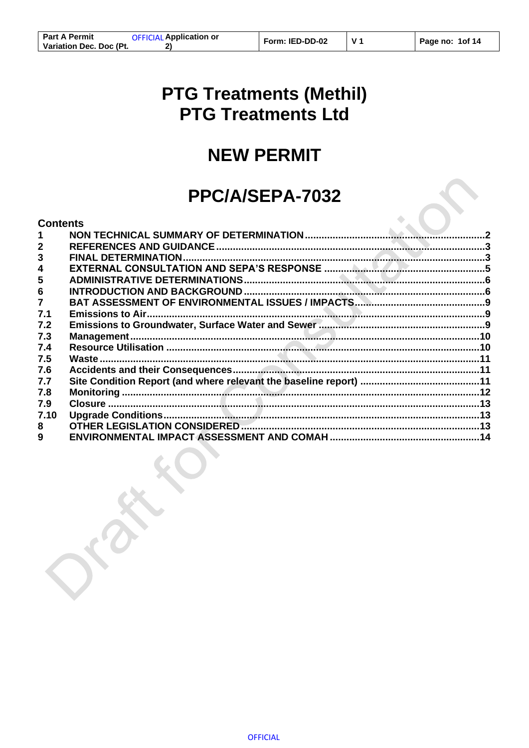# PTG Treatments (Methil)
# PTG Treatments Ltd

# NEW PERMIT

# PPC/A/SEPA-7032

**Contents**

| | | |
|---|---|---|
| 1 | NON TECHNICAL SUMMARY OF DETERMINATION | 2 |
| 2 | REFERENCES AND GUIDANCE | 3 |
| 3 | FINAL DETERMINATION | 3 |
| 4 | EXTERNAL CONSULTATION AND SEPA'S RESPONSE | 5 |
| 5 | ADMINISTRATIVE DETERMINATIONS | 6 |
| 6 | INTRODUCTION AND BACKGROUND | 6 |
| 7 | BAT ASSESSMENT OF ENVIRONMENTAL ISSUES / IMPACTS | 9 |
| 7.1 | Emissions to Air | 9 |
| 7.2 | Emissions to Groundwater, Surface Water and Sewer | 9 |
| 7.3 | Management | 10 |
| 7.4 | Resource Utilisation | 10 |
| 7.5 | Waste | 11 |
| 7.6 | Accidents and their Consequences | 11 |
| 7.7 | Site Condition Report (and where relevant the baseline report) | 11 |
| 7.8 | Monitoring | 12 |
| 7.9 | Closure | 13 |
| 7.10 | Upgrade Conditions | 13 |
| 8 | OTHER LEGISLATION CONSIDERED | 13 |
| 9 | ENVIRONMENTAL IMPACT ASSESSMENT AND COMAH | 14 |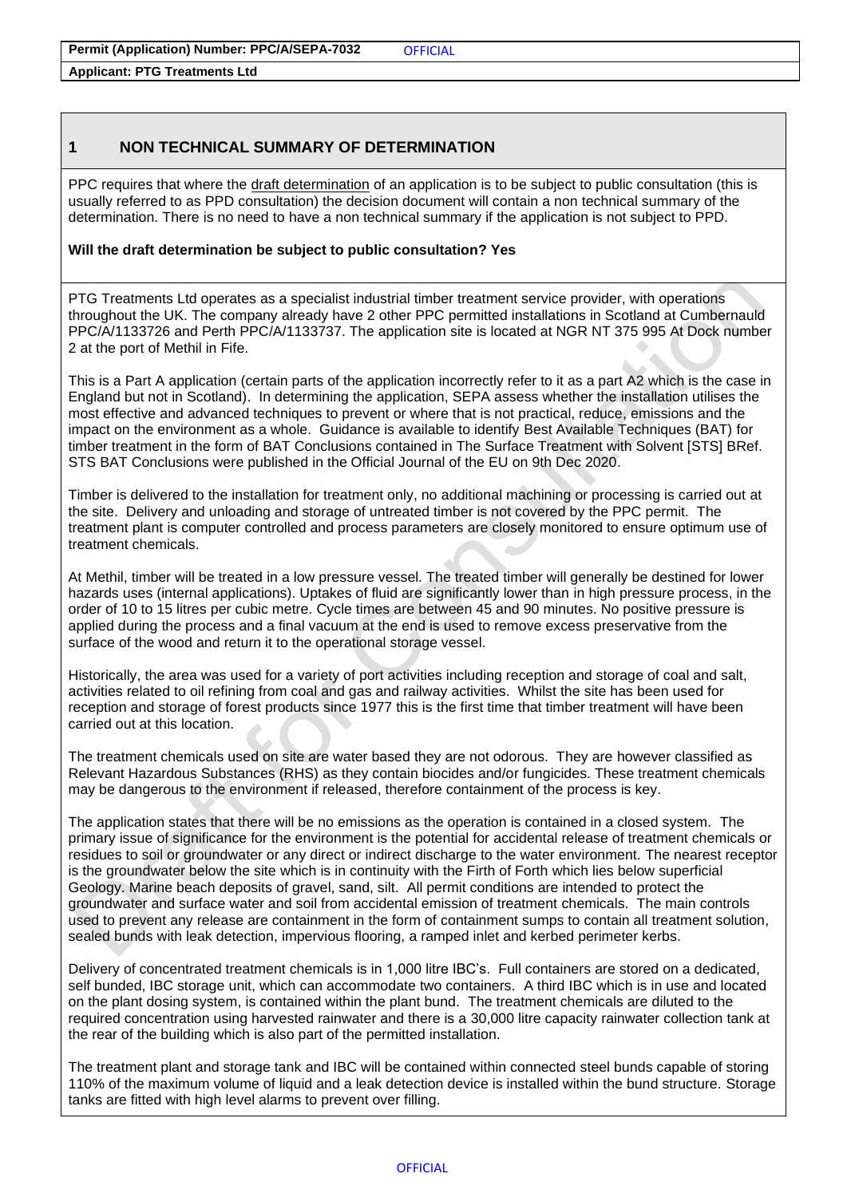## 1 NON TECHNICAL SUMMARY OF DETERMINATION

PPC requires that where the draft determination of an application is to be subject to public consultation (this is usually referred to as PPD consultation) the decision document will contain a non technical summary of the determination. There is no need to have a non technical summary if the application is not subject to PPD.

**Will the draft determination be subject to public consultation? Yes**

PTG Treatments Ltd operates as a specialist industrial timber treatment service provider, with operations throughout the UK. The company already have 2 other PPC permitted installations in Scotland at Cumbernauld PPC/A/1133726 and Perth PPC/A/1133737. The application site is located at NGR NT 375 995 At Dock number 2 at the port of Methil in Fife.

This is a Part A application (certain parts of the application incorrectly refer to it as a part A2 which is the case in England but not in Scotland). In determining the application, SEPA assess whether the installation utilises the most effective and advanced techniques to prevent or where that is not practical, reduce, emissions and the impact on the environment as a whole. Guidance is available to identify Best Available Techniques (BAT) for timber treatment in the form of BAT Conclusions contained in The Surface Treatment with Solvent [STS] BRef. STS BAT Conclusions were published in the Official Journal of the EU on 9th Dec 2020.

Timber is delivered to the installation for treatment only, no additional machining or processing is carried out at the site. Delivery and unloading and storage of untreated timber is not covered by the PPC permit. The treatment plant is computer controlled and process parameters are closely monitored to ensure optimum use of treatment chemicals.

At Methil, timber will be treated in a low pressure vessel. The treated timber will generally be destined for lower hazards uses (internal applications). Uptakes of fluid are significantly lower than in high pressure process, in the order of 10 to 15 litres per cubic metre. Cycle times are between 45 and 90 minutes. No positive pressure is applied during the process and a final vacuum at the end is used to remove excess preservative from the surface of the wood and return it to the operational storage vessel.

Historically, the area was used for a variety of port activities including reception and storage of coal and salt, activities related to oil refining from coal and gas and railway activities. Whilst the site has been used for reception and storage of forest products since 1977 this is the first time that timber treatment will have been carried out at this location.

The treatment chemicals used on site are water based they are not odorous. They are however classified as Relevant Hazardous Substances (RHS) as they contain biocides and/or fungicides. These treatment chemicals may be dangerous to the environment if released, therefore containment of the process is key.

The application states that there will be no emissions as the operation is contained in a closed system. The primary issue of significance for the environment is the potential for accidental release of treatment chemicals or residues to soil or groundwater or any direct or indirect discharge to the water environment. The nearest receptor is the groundwater below the site which is in continuity with the Firth of Forth which lies below superficial Geology. Marine beach deposits of gravel, sand, silt. All permit conditions are intended to protect the groundwater and surface water and soil from accidental emission of treatment chemicals. The main controls used to prevent any release are containment in the form of containment sumps to contain all treatment solution, sealed bunds with leak detection, impervious flooring, a ramped inlet and kerbed perimeter kerbs.

Delivery of concentrated treatment chemicals is in 1,000 litre IBC's. Full containers are stored on a dedicated, self bunded, IBC storage unit, which can accommodate two containers. A third IBC which is in use and located on the plant dosing system, is contained within the plant bund. The treatment chemicals are diluted to the required concentration using harvested rainwater and there is a 30,000 litre capacity rainwater collection tank at the rear of the building which is also part of the permitted installation.

The treatment plant and storage tank and IBC will be contained within connected steel bunds capable of storing 110% of the maximum volume of liquid and a leak detection device is installed within the bund structure. Storage tanks are fitted with high level alarms to prevent over filling.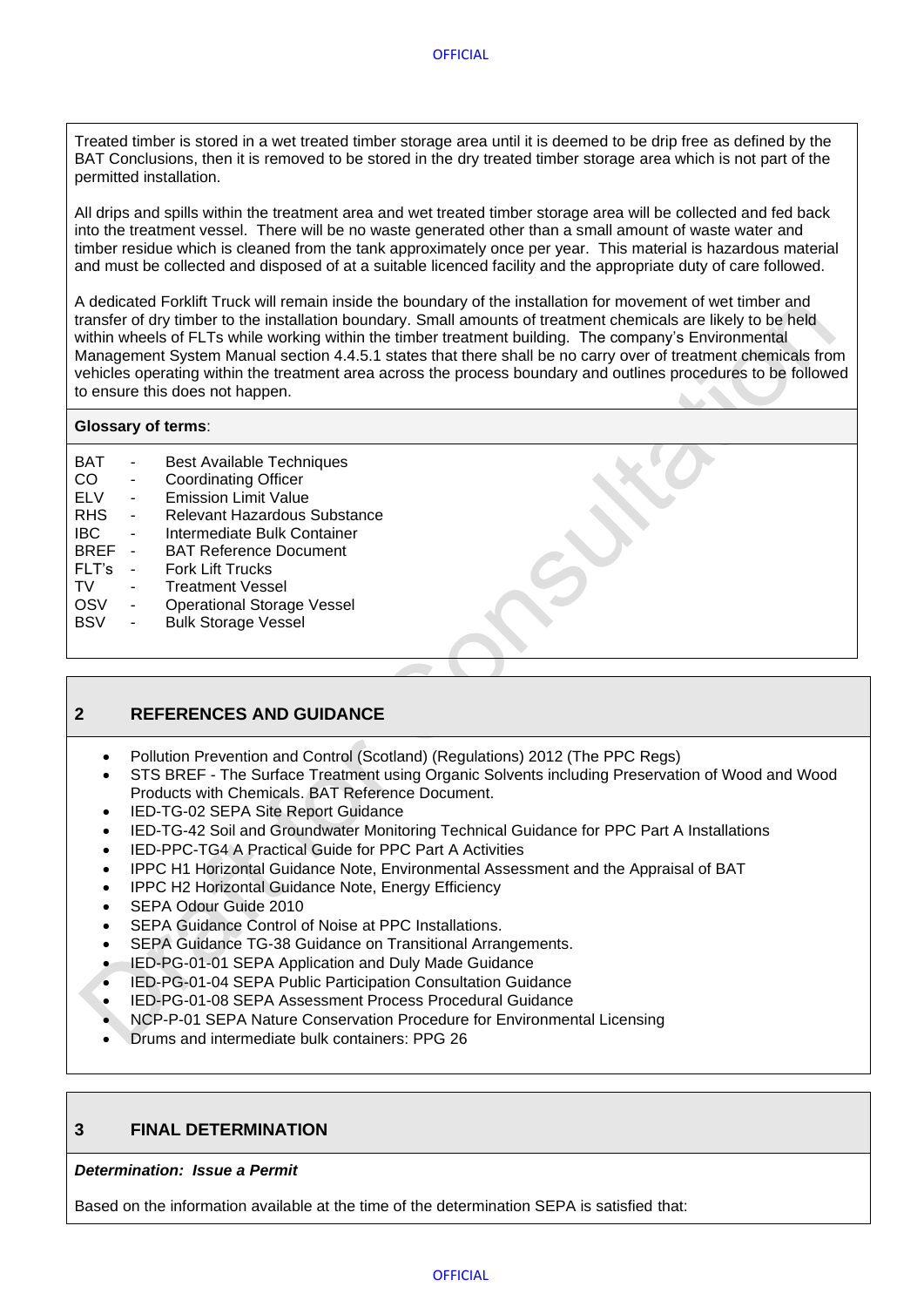Treated timber is stored in a wet treated timber storage area until it is deemed to be drip free as defined by the BAT Conclusions, then it is removed to be stored in the dry treated timber storage area which is not part of the permitted installation.

All drips and spills within the treatment area and wet treated timber storage area will be collected and fed back into the treatment vessel. There will be no waste generated other than a small amount of waste water and timber residue which is cleaned from the tank approximately once per year. This material is hazardous material and must be collected and disposed of at a suitable licenced facility and the appropriate duty of care followed.

A dedicated Forklift Truck will remain inside the boundary of the installation for movement of wet timber and transfer of dry timber to the installation boundary. Small amounts of treatment chemicals are likely to be held within wheels of FLTs while working within the timber treatment building. The company's Environmental Management System Manual section 4.4.5.1 states that there shall be no carry over of treatment chemicals from vehicles operating within the treatment area across the process boundary and outlines procedures to be followed to ensure this does not happen.

**Glossary of terms**:

- BAT - Best Available Techniques
- CO - Coordinating Officer
- ELV - Emission Limit Value
- RHS - Relevant Hazardous Substance
- IBC - Intermediate Bulk Container
- BREF - BAT Reference Document
- FLT's - Fork Lift Trucks
- TV - Treatment Vessel
- OSV - Operational Storage Vessel
- BSV - Bulk Storage Vessel

## 2 REFERENCES AND GUIDANCE

- Pollution Prevention and Control (Scotland) (Regulations) 2012 (The PPC Regs)
- STS BREF - The Surface Treatment using Organic Solvents including Preservation of Wood and Wood Products with Chemicals. BAT Reference Document.
- IED-TG-02 SEPA Site Report Guidance
- IED-TG-42 Soil and Groundwater Monitoring Technical Guidance for PPC Part A Installations
- IED-PPC-TG4 A Practical Guide for PPC Part A Activities
- IPPC H1 Horizontal Guidance Note, Environmental Assessment and the Appraisal of BAT
- IPPC H2 Horizontal Guidance Note, Energy Efficiency
- SEPA Odour Guide 2010
- SEPA Guidance Control of Noise at PPC Installations.
- SEPA Guidance TG-38 Guidance on Transitional Arrangements.
- IED-PG-01-01 SEPA Application and Duly Made Guidance
- IED-PG-01-04 SEPA Public Participation Consultation Guidance
- IED-PG-01-08 SEPA Assessment Process Procedural Guidance
- NCP-P-01 SEPA Nature Conservation Procedure for Environmental Licensing
- Drums and intermediate bulk containers: PPG 26

## 3 FINAL DETERMINATION

***Determination: Issue a Permit***

Based on the information available at the time of the determination SEPA is satisfied that: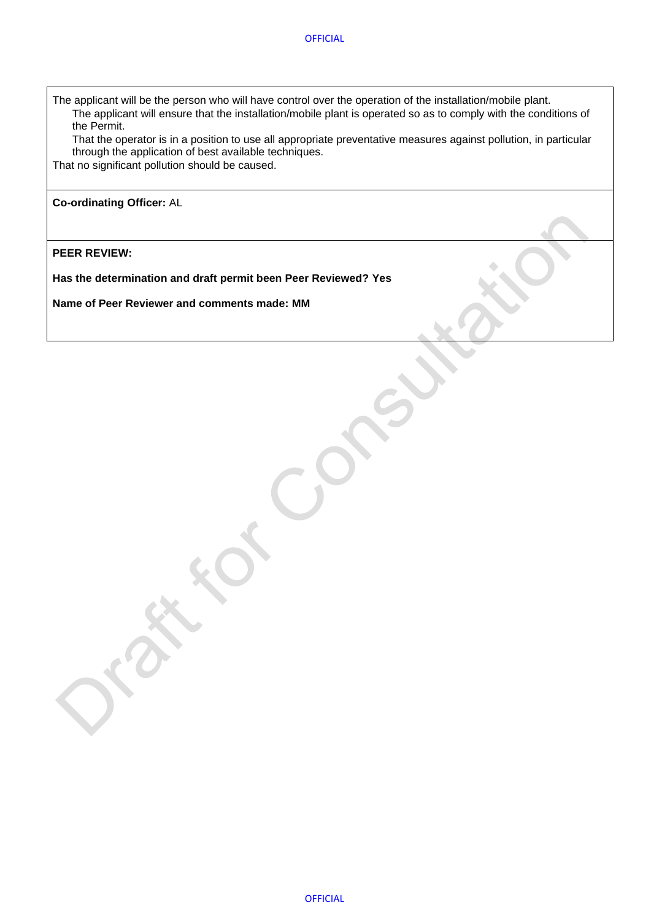The applicant will be the person who will have control over the operation of the installation/mobile plant.

- The applicant will ensure that the installation/mobile plant is operated so as to comply with the conditions of the Permit.
- That the operator is in a position to use all appropriate preventative measures against pollution, in particular through the application of best available techniques.

That no significant pollution should be caused.

**Co-ordinating Officer:** AL

**PEER REVIEW:**

**Has the determination and draft permit been Peer Reviewed? Yes**

**Name of Peer Reviewer and comments made: MM**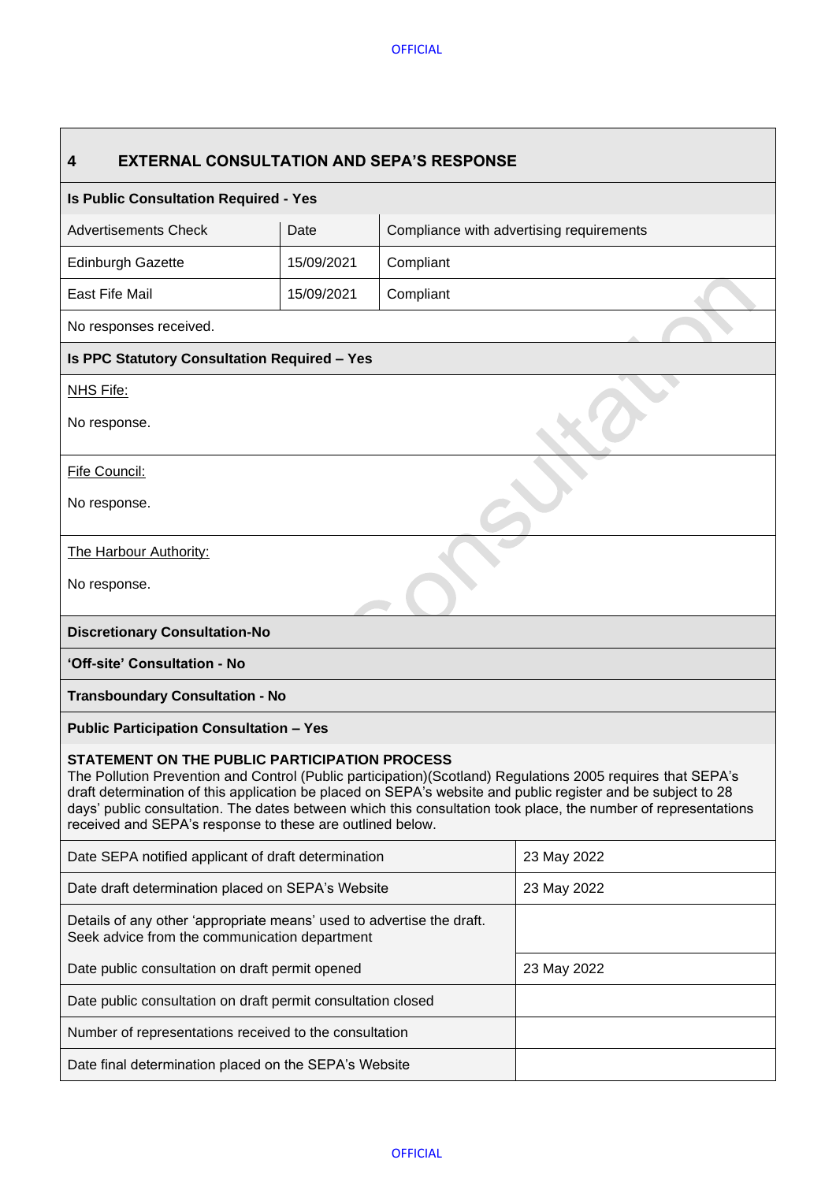## 4 EXTERNAL CONSULTATION AND SEPA'S RESPONSE

**Is Public Consultation Required - Yes**

| Advertisements Check | Date | Compliance with advertising requirements |
|---|---|---|
| Edinburgh Gazette | 15/09/2021 | Compliant |
| East Fife Mail | 15/09/2021 | Compliant |

No responses received.

**Is PPC Statutory Consultation Required – Yes**

NHS Fife:

No response.

Fife Council:

No response.

The Harbour Authority:

No response.

**Discretionary Consultation-No**

**'Off-site' Consultation - No**

**Transboundary Consultation - No**

**Public Participation Consultation – Yes**

**STATEMENT ON THE PUBLIC PARTICIPATION PROCESS**
The Pollution Prevention and Control (Public participation)(Scotland) Regulations 2005 requires that SEPA's draft determination of this application be placed on SEPA's website and public register and be subject to 28 days' public consultation. The dates between which this consultation took place, the number of representations received and SEPA's response to these are outlined below.

| | |
|---|---|
| Date SEPA notified applicant of draft determination | 23 May 2022 |
| Date draft determination placed on SEPA's Website | 23 May 2022 |
| Details of any other 'appropriate means' used to advertise the draft. Seek advice from the communication department | |
| Date public consultation on draft permit opened | 23 May 2022 |
| Date public consultation on draft permit consultation closed | |
| Number of representations received to the consultation | |
| Date final determination placed on the SEPA's Website | |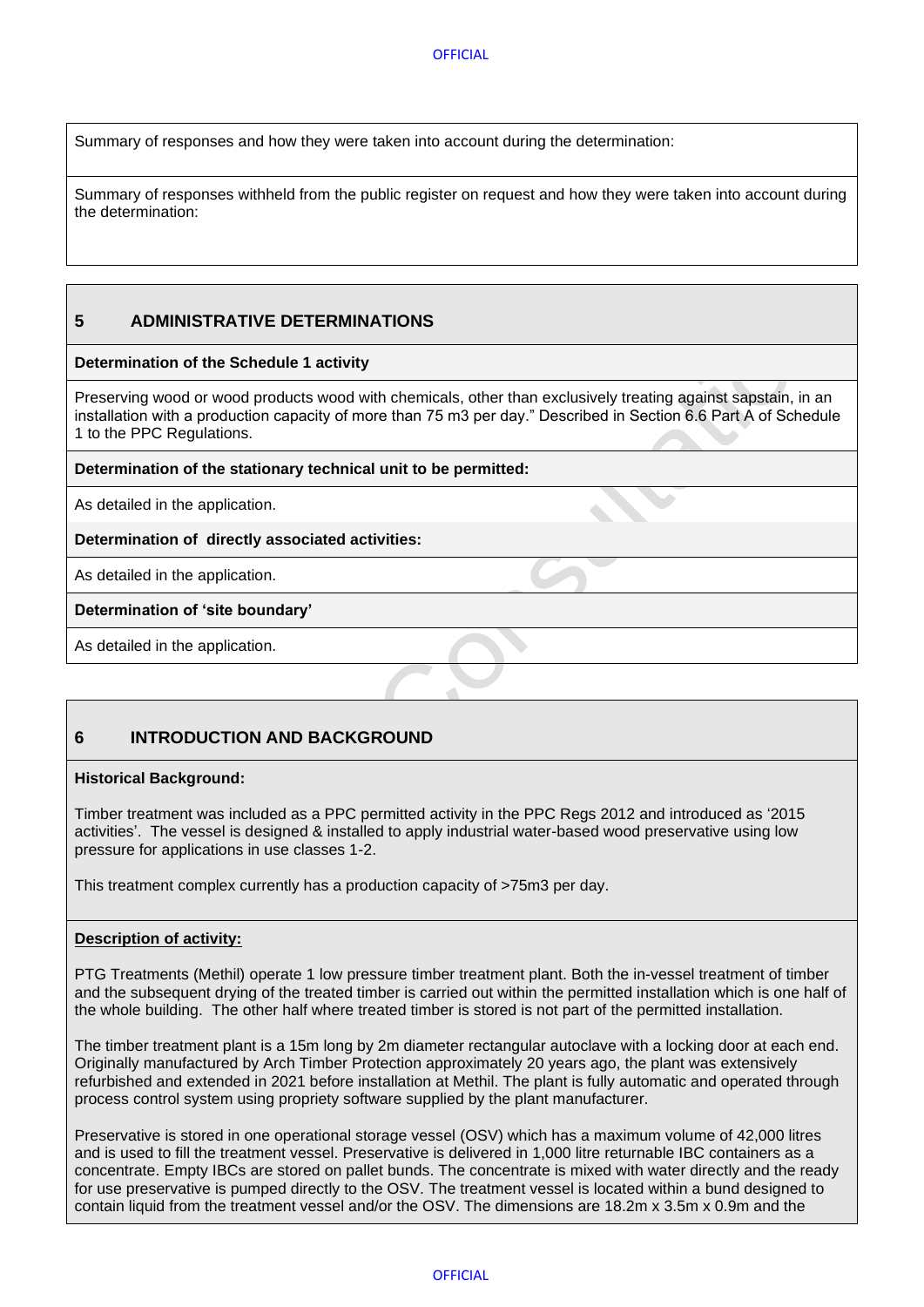Summary of responses and how they were taken into account during the determination:

Summary of responses withheld from the public register on request and how they were taken into account during the determination:

## 5 ADMINISTRATIVE DETERMINATIONS

**Determination of the Schedule 1 activity**

Preserving wood or wood products wood with chemicals, other than exclusively treating against sapstain, in an installation with a production capacity of more than 75 m3 per day." Described in Section 6.6 Part A of Schedule 1 to the PPC Regulations.

**Determination of the stationary technical unit to be permitted:**

As detailed in the application.

**Determination of directly associated activities:**

As detailed in the application.

**Determination of 'site boundary'**

As detailed in the application.

## 6 INTRODUCTION AND BACKGROUND

**Historical Background:**

Timber treatment was included as a PPC permitted activity in the PPC Regs 2012 and introduced as '2015 activities'. The vessel is designed & installed to apply industrial water-based wood preservative using low pressure for applications in use classes 1-2.

This treatment complex currently has a production capacity of >75m3 per day.

**Description of activity:**

PTG Treatments (Methil) operate 1 low pressure timber treatment plant. Both the in-vessel treatment of timber and the subsequent drying of the treated timber is carried out within the permitted installation which is one half of the whole building. The other half where treated timber is stored is not part of the permitted installation.

The timber treatment plant is a 15m long by 2m diameter rectangular autoclave with a locking door at each end. Originally manufactured by Arch Timber Protection approximately 20 years ago, the plant was extensively refurbished and extended in 2021 before installation at Methil. The plant is fully automatic and operated through process control system using propriety software supplied by the plant manufacturer.

Preservative is stored in one operational storage vessel (OSV) which has a maximum volume of 42,000 litres and is used to fill the treatment vessel. Preservative is delivered in 1,000 litre returnable IBC containers as a concentrate. Empty IBCs are stored on pallet bunds. The concentrate is mixed with water directly and the ready for use preservative is pumped directly to the OSV. The treatment vessel is located within a bund designed to contain liquid from the treatment vessel and/or the OSV. The dimensions are 18.2m x 3.5m x 0.9m and the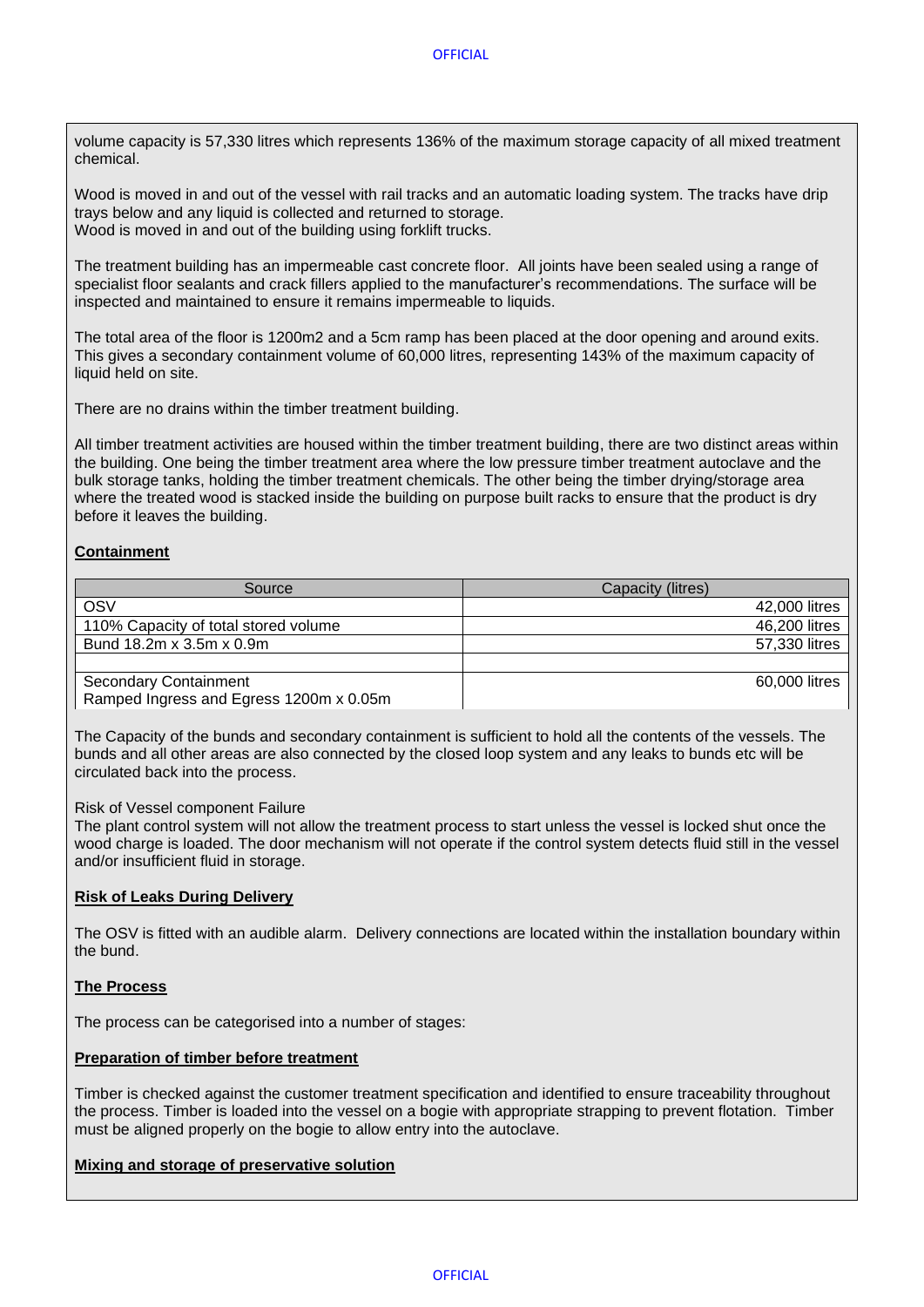volume capacity is 57,330 litres which represents 136% of the maximum storage capacity of all mixed treatment chemical.

Wood is moved in and out of the vessel with rail tracks and an automatic loading system. The tracks have drip trays below and any liquid is collected and returned to storage.
Wood is moved in and out of the building using forklift trucks.

The treatment building has an impermeable cast concrete floor. All joints have been sealed using a range of specialist floor sealants and crack fillers applied to the manufacturer's recommendations. The surface will be inspected and maintained to ensure it remains impermeable to liquids.

The total area of the floor is 1200m2 and a 5cm ramp has been placed at the door opening and around exits. This gives a secondary containment volume of 60,000 litres, representing 143% of the maximum capacity of liquid held on site.

There are no drains within the timber treatment building.

All timber treatment activities are housed within the timber treatment building, there are two distinct areas within the building. One being the timber treatment area where the low pressure timber treatment autoclave and the bulk storage tanks, holding the timber treatment chemicals. The other being the timber drying/storage area where the treated wood is stacked inside the building on purpose built racks to ensure that the product is dry before it leaves the building.

**Containment**

| Source | Capacity (litres) |
|---|---|
| OSV | 42,000 litres |
| 110% Capacity of total stored volume | 46,200 litres |
| Bund 18.2m x 3.5m x 0.9m | 57,330 litres |
| | |
| Secondary Containment<br>Ramped Ingress and Egress 1200m x 0.05m | 60,000 litres |

The Capacity of the bunds and secondary containment is sufficient to hold all the contents of the vessels. The bunds and all other areas are also connected by the closed loop system and any leaks to bunds etc will be circulated back into the process.

Risk of Vessel component Failure
The plant control system will not allow the treatment process to start unless the vessel is locked shut once the wood charge is loaded. The door mechanism will not operate if the control system detects fluid still in the vessel and/or insufficient fluid in storage.

**Risk of Leaks During Delivery**

The OSV is fitted with an audible alarm. Delivery connections are located within the installation boundary within the bund.

**The Process**

The process can be categorised into a number of stages:

**Preparation of timber before treatment**

Timber is checked against the customer treatment specification and identified to ensure traceability throughout the process. Timber is loaded into the vessel on a bogie with appropriate strapping to prevent flotation. Timber must be aligned properly on the bogie to allow entry into the autoclave.

**Mixing and storage of preservative solution**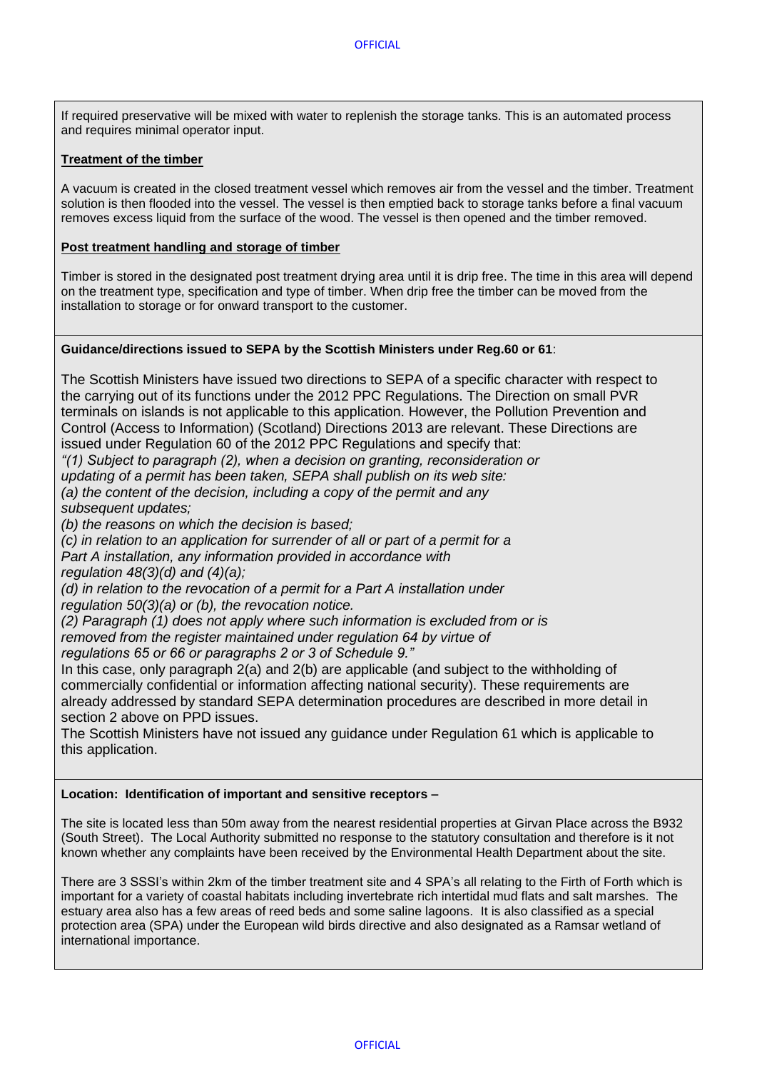If required preservative will be mixed with water to replenish the storage tanks. This is an automated process and requires minimal operator input.

**Treatment of the timber**

A vacuum is created in the closed treatment vessel which removes air from the vessel and the timber. Treatment solution is then flooded into the vessel. The vessel is then emptied back to storage tanks before a final vacuum removes excess liquid from the surface of the wood. The vessel is then opened and the timber removed.

**Post treatment handling and storage of timber**

Timber is stored in the designated post treatment drying area until it is drip free. The time in this area will depend on the treatment type, specification and type of timber. When drip free the timber can be moved from the installation to storage or for onward transport to the customer.

**Guidance/directions issued to SEPA by the Scottish Ministers under Reg.60 or 61**:

The Scottish Ministers have issued two directions to SEPA of a specific character with respect to the carrying out of its functions under the 2012 PPC Regulations. The Direction on small PVR terminals on islands is not applicable to this application. However, the Pollution Prevention and Control (Access to Information) (Scotland) Directions 2013 are relevant. These Directions are issued under Regulation 60 of the 2012 PPC Regulations and specify that:

*"(1) Subject to paragraph (2), when a decision on granting, reconsideration or updating of a permit has been taken, SEPA shall publish on its web site:*
*(a) the content of the decision, including a copy of the permit and any subsequent updates;*
*(b) the reasons on which the decision is based;*
*(c) in relation to an application for surrender of all or part of a permit for a Part A installation, any information provided in accordance with regulation 48(3)(d) and (4)(a);*
*(d) in relation to the revocation of a permit for a Part A installation under regulation 50(3)(a) or (b), the revocation notice.*
*(2) Paragraph (1) does not apply where such information is excluded from or is removed from the register maintained under regulation 64 by virtue of regulations 65 or 66 or paragraphs 2 or 3 of Schedule 9."*

In this case, only paragraph 2(a) and 2(b) are applicable (and subject to the withholding of commercially confidential or information affecting national security). These requirements are already addressed by standard SEPA determination procedures are described in more detail in section 2 above on PPD issues.

The Scottish Ministers have not issued any guidance under Regulation 61 which is applicable to this application.

**Location: Identification of important and sensitive receptors –**

The site is located less than 50m away from the nearest residential properties at Girvan Place across the B932 (South Street). The Local Authority submitted no response to the statutory consultation and therefore is it not known whether any complaints have been received by the Environmental Health Department about the site.

There are 3 SSSI's within 2km of the timber treatment site and 4 SPA's all relating to the Firth of Forth which is important for a variety of coastal habitats including invertebrate rich intertidal mud flats and salt marshes. The estuary area also has a few areas of reed beds and some saline lagoons. It is also classified as a special protection area (SPA) under the European wild birds directive and also designated as a Ramsar wetland of international importance.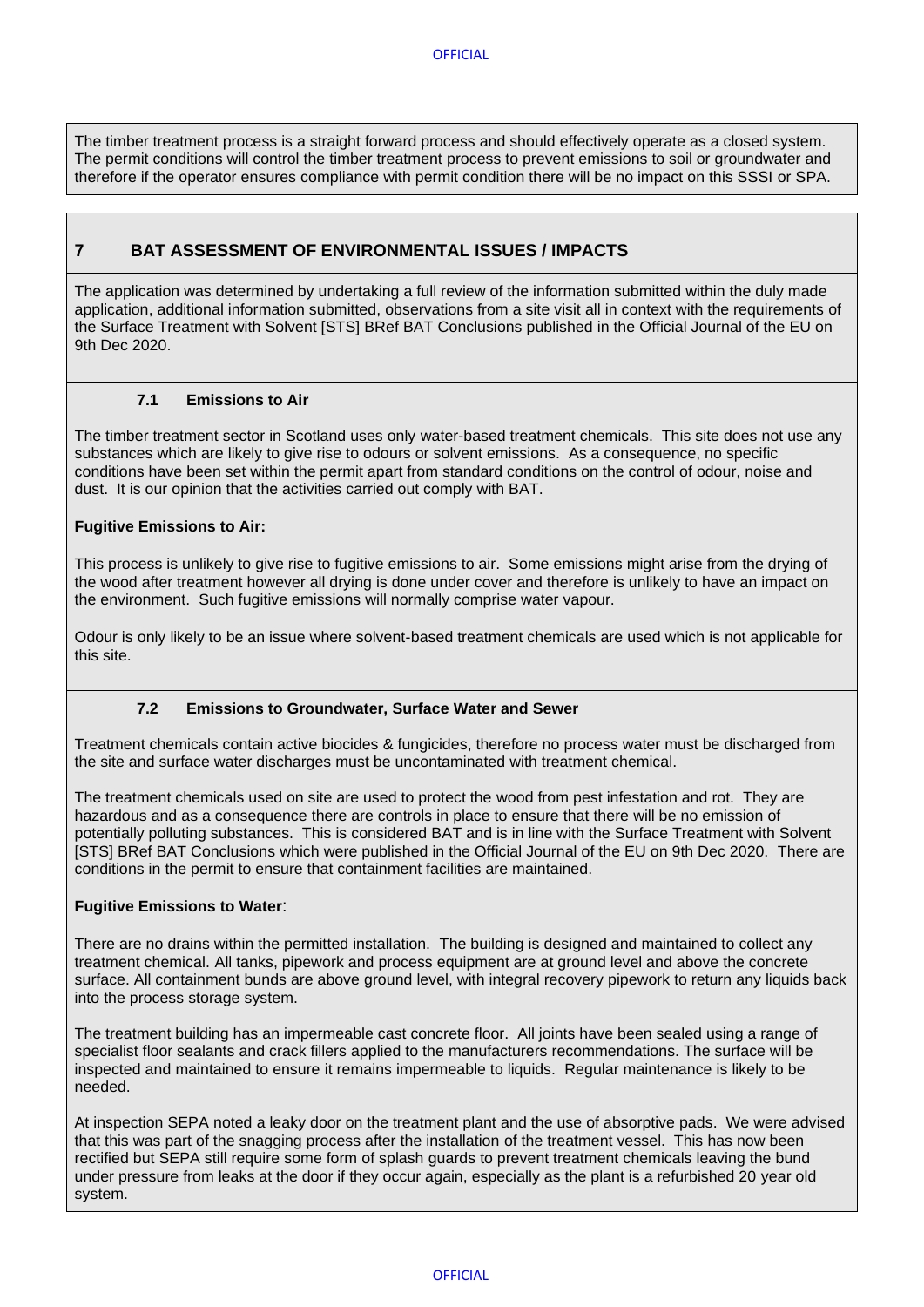The timber treatment process is a straight forward process and should effectively operate as a closed system. The permit conditions will control the timber treatment process to prevent emissions to soil or groundwater and therefore if the operator ensures compliance with permit condition there will be no impact on this SSSI or SPA.

## 7 BAT ASSESSMENT OF ENVIRONMENTAL ISSUES / IMPACTS

The application was determined by undertaking a full review of the information submitted within the duly made application, additional information submitted, observations from a site visit all in context with the requirements of the Surface Treatment with Solvent [STS] BRef BAT Conclusions published in the Official Journal of the EU on 9th Dec 2020.

### 7.1 Emissions to Air

The timber treatment sector in Scotland uses only water-based treatment chemicals. This site does not use any substances which are likely to give rise to odours or solvent emissions. As a consequence, no specific conditions have been set within the permit apart from standard conditions on the control of odour, noise and dust. It is our opinion that the activities carried out comply with BAT.

**Fugitive Emissions to Air:**

This process is unlikely to give rise to fugitive emissions to air. Some emissions might arise from the drying of the wood after treatment however all drying is done under cover and therefore is unlikely to have an impact on the environment. Such fugitive emissions will normally comprise water vapour.

Odour is only likely to be an issue where solvent-based treatment chemicals are used which is not applicable for this site.

### 7.2 Emissions to Groundwater, Surface Water and Sewer

Treatment chemicals contain active biocides & fungicides, therefore no process water must be discharged from the site and surface water discharges must be uncontaminated with treatment chemical.

The treatment chemicals used on site are used to protect the wood from pest infestation and rot. They are hazardous and as a consequence there are controls in place to ensure that there will be no emission of potentially polluting substances. This is considered BAT and is in line with the Surface Treatment with Solvent [STS] BRef BAT Conclusions which were published in the Official Journal of the EU on 9th Dec 2020. There are conditions in the permit to ensure that containment facilities are maintained.

**Fugitive Emissions to Water**:

There are no drains within the permitted installation. The building is designed and maintained to collect any treatment chemical. All tanks, pipework and process equipment are at ground level and above the concrete surface. All containment bunds are above ground level, with integral recovery pipework to return any liquids back into the process storage system.

The treatment building has an impermeable cast concrete floor. All joints have been sealed using a range of specialist floor sealants and crack fillers applied to the manufacturers recommendations. The surface will be inspected and maintained to ensure it remains impermeable to liquids. Regular maintenance is likely to be needed.

At inspection SEPA noted a leaky door on the treatment plant and the use of absorptive pads. We were advised that this was part of the snagging process after the installation of the treatment vessel. This has now been rectified but SEPA still require some form of splash guards to prevent treatment chemicals leaving the bund under pressure from leaks at the door if they occur again, especially as the plant is a refurbished 20 year old system.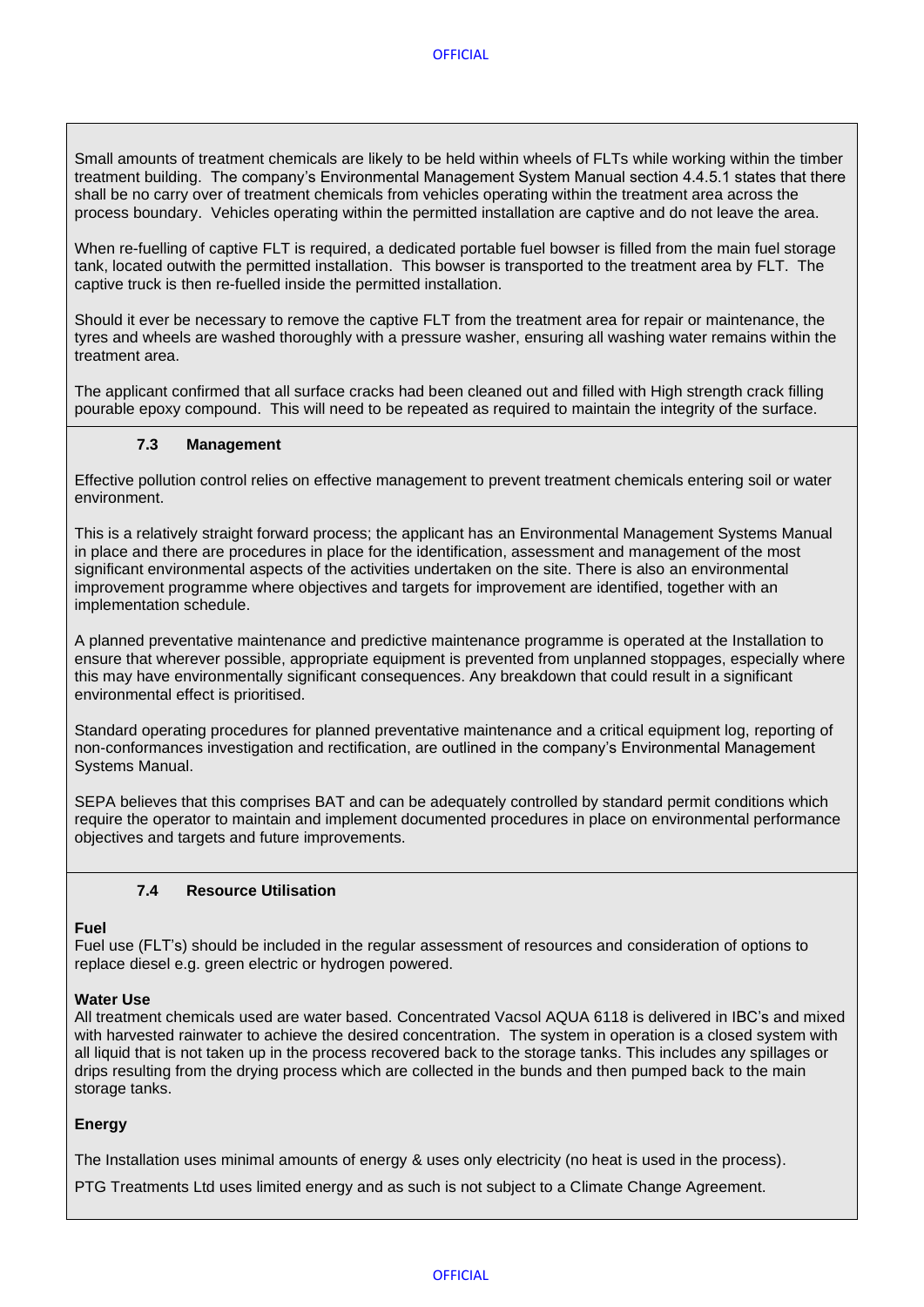Small amounts of treatment chemicals are likely to be held within wheels of FLTs while working within the timber treatment building. The company's Environmental Management System Manual section 4.4.5.1 states that there shall be no carry over of treatment chemicals from vehicles operating within the treatment area across the process boundary. Vehicles operating within the permitted installation are captive and do not leave the area.

When re-fuelling of captive FLT is required, a dedicated portable fuel bowser is filled from the main fuel storage tank, located outwith the permitted installation. This bowser is transported to the treatment area by FLT. The captive truck is then re-fuelled inside the permitted installation.

Should it ever be necessary to remove the captive FLT from the treatment area for repair or maintenance, the tyres and wheels are washed thoroughly with a pressure washer, ensuring all washing water remains within the treatment area.

The applicant confirmed that all surface cracks had been cleaned out and filled with High strength crack filling pourable epoxy compound. This will need to be repeated as required to maintain the integrity of the surface.

### 7.3 Management

Effective pollution control relies on effective management to prevent treatment chemicals entering soil or water environment.

This is a relatively straight forward process; the applicant has an Environmental Management Systems Manual in place and there are procedures in place for the identification, assessment and management of the most significant environmental aspects of the activities undertaken on the site. There is also an environmental improvement programme where objectives and targets for improvement are identified, together with an implementation schedule.

A planned preventative maintenance and predictive maintenance programme is operated at the Installation to ensure that wherever possible, appropriate equipment is prevented from unplanned stoppages, especially where this may have environmentally significant consequences. Any breakdown that could result in a significant environmental effect is prioritised.

Standard operating procedures for planned preventative maintenance and a critical equipment log, reporting of non-conformances investigation and rectification, are outlined in the company's Environmental Management Systems Manual.

SEPA believes that this comprises BAT and can be adequately controlled by standard permit conditions which require the operator to maintain and implement documented procedures in place on environmental performance objectives and targets and future improvements.

### 7.4 Resource Utilisation

**Fuel**

Fuel use (FLT's) should be included in the regular assessment of resources and consideration of options to replace diesel e.g. green electric or hydrogen powered.

**Water Use**

All treatment chemicals used are water based. Concentrated Vacsol AQUA 6118 is delivered in IBC's and mixed with harvested rainwater to achieve the desired concentration. The system in operation is a closed system with all liquid that is not taken up in the process recovered back to the storage tanks. This includes any spillages or drips resulting from the drying process which are collected in the bunds and then pumped back to the main storage tanks.

**Energy**

The Installation uses minimal amounts of energy & uses only electricity (no heat is used in the process).

PTG Treatments Ltd uses limited energy and as such is not subject to a Climate Change Agreement.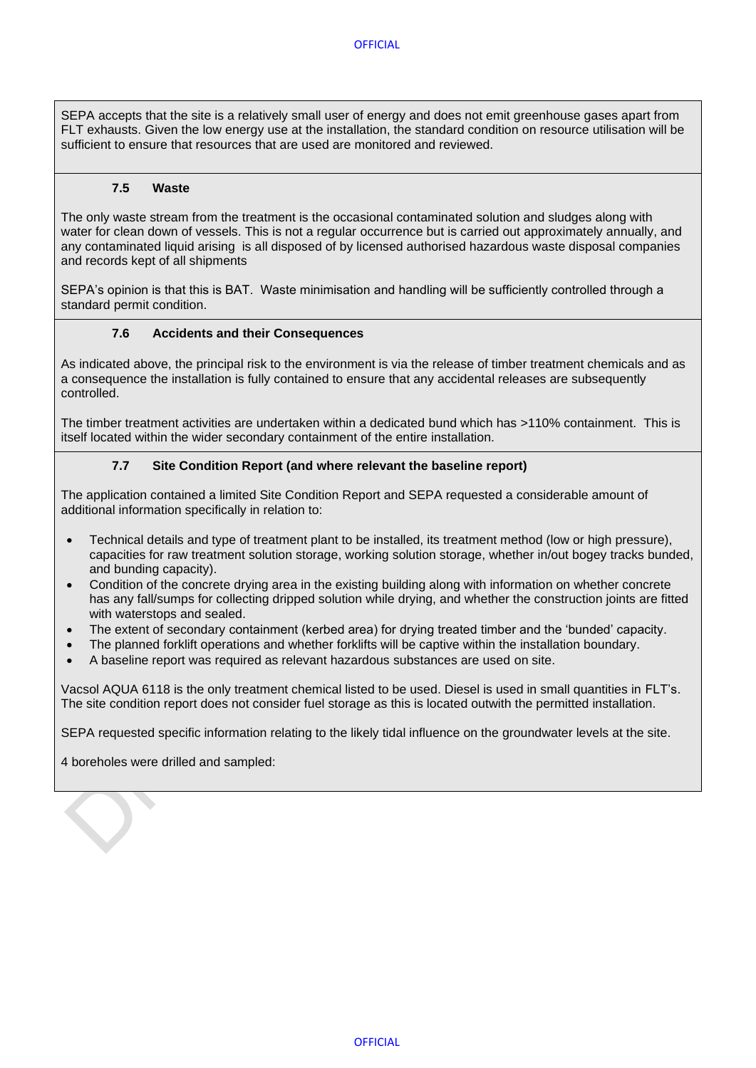SEPA accepts that the site is a relatively small user of energy and does not emit greenhouse gases apart from FLT exhausts. Given the low energy use at the installation, the standard condition on resource utilisation will be sufficient to ensure that resources that are used are monitored and reviewed.

### 7.5 Waste

The only waste stream from the treatment is the occasional contaminated solution and sludges along with water for clean down of vessels. This is not a regular occurrence but is carried out approximately annually, and any contaminated liquid arising is all disposed of by licensed authorised hazardous waste disposal companies and records kept of all shipments

SEPA's opinion is that this is BAT. Waste minimisation and handling will be sufficiently controlled through a standard permit condition.

### 7.6 Accidents and their Consequences

As indicated above, the principal risk to the environment is via the release of timber treatment chemicals and as a consequence the installation is fully contained to ensure that any accidental releases are subsequently controlled.

The timber treatment activities are undertaken within a dedicated bund which has >110% containment. This is itself located within the wider secondary containment of the entire installation.

### 7.7 Site Condition Report (and where relevant the baseline report)

The application contained a limited Site Condition Report and SEPA requested a considerable amount of additional information specifically in relation to:

- Technical details and type of treatment plant to be installed, its treatment method (low or high pressure), capacities for raw treatment solution storage, working solution storage, whether in/out bogey tracks bunded, and bunding capacity).
- Condition of the concrete drying area in the existing building along with information on whether concrete has any fall/sumps for collecting dripped solution while drying, and whether the construction joints are fitted with waterstops and sealed.
- The extent of secondary containment (kerbed area) for drying treated timber and the 'bunded' capacity.
- The planned forklift operations and whether forklifts will be captive within the installation boundary.
- A baseline report was required as relevant hazardous substances are used on site.

Vacsol AQUA 6118 is the only treatment chemical listed to be used. Diesel is used in small quantities in FLT's. The site condition report does not consider fuel storage as this is located outwith the permitted installation.

SEPA requested specific information relating to the likely tidal influence on the groundwater levels at the site.

4 boreholes were drilled and sampled: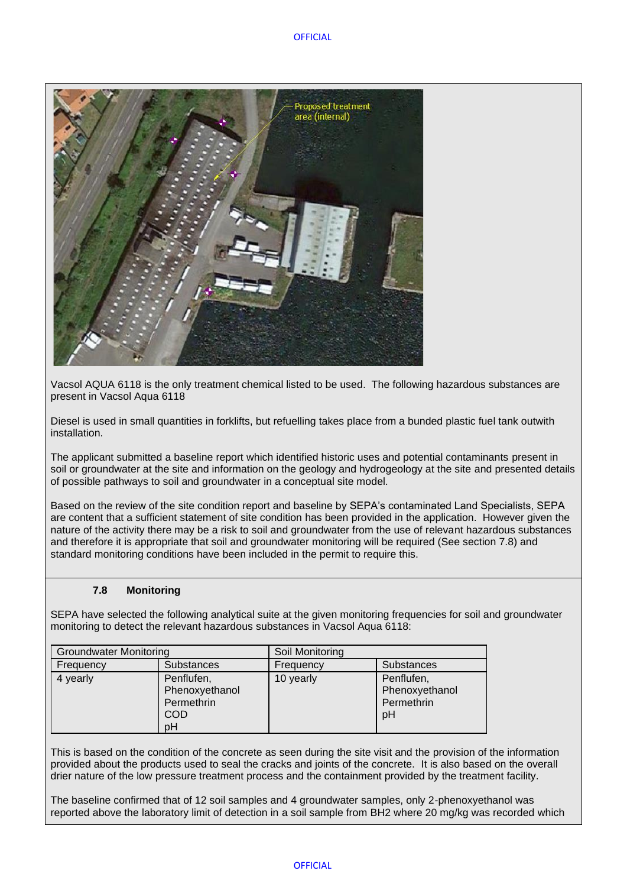Vacsol AQUA 6118 is the only treatment chemical listed to be used. The following hazardous substances are present in Vacsol Aqua 6118

Diesel is used in small quantities in forklifts, but refuelling takes place from a bunded plastic fuel tank outwith installation.

The applicant submitted a baseline report which identified historic uses and potential contaminants present in soil or groundwater at the site and information on the geology and hydrogeology at the site and presented details of possible pathways to soil and groundwater in a conceptual site model.

Based on the review of the site condition report and baseline by SEPA's contaminated Land Specialists, SEPA are content that a sufficient statement of site condition has been provided in the application. However given the nature of the activity there may be a risk to soil and groundwater from the use of relevant hazardous substances and therefore it is appropriate that soil and groundwater monitoring will be required (See section 7.8) and standard monitoring conditions have been included in the permit to require this.

### 7.8 Monitoring

SEPA have selected the following analytical suite at the given monitoring frequencies for soil and groundwater monitoring to detect the relevant hazardous substances in Vacsol Aqua 6118:

| Groundwater Monitoring | | Soil Monitoring | |
|---|---|---|---|
| Frequency | Substances | Frequency | Substances |
| 4 yearly | Penflufen, Phenoxyethanol Permethrin COD pH | 10 yearly | Penflufen, Phenoxyethanol Permethrin pH |

This is based on the condition of the concrete as seen during the site visit and the provision of the information provided about the products used to seal the cracks and joints of the concrete. It is also based on the overall drier nature of the low pressure treatment process and the containment provided by the treatment facility.

The baseline confirmed that of 12 soil samples and 4 groundwater samples, only 2-phenoxyethanol was reported above the laboratory limit of detection in a soil sample from BH2 where 20 mg/kg was recorded which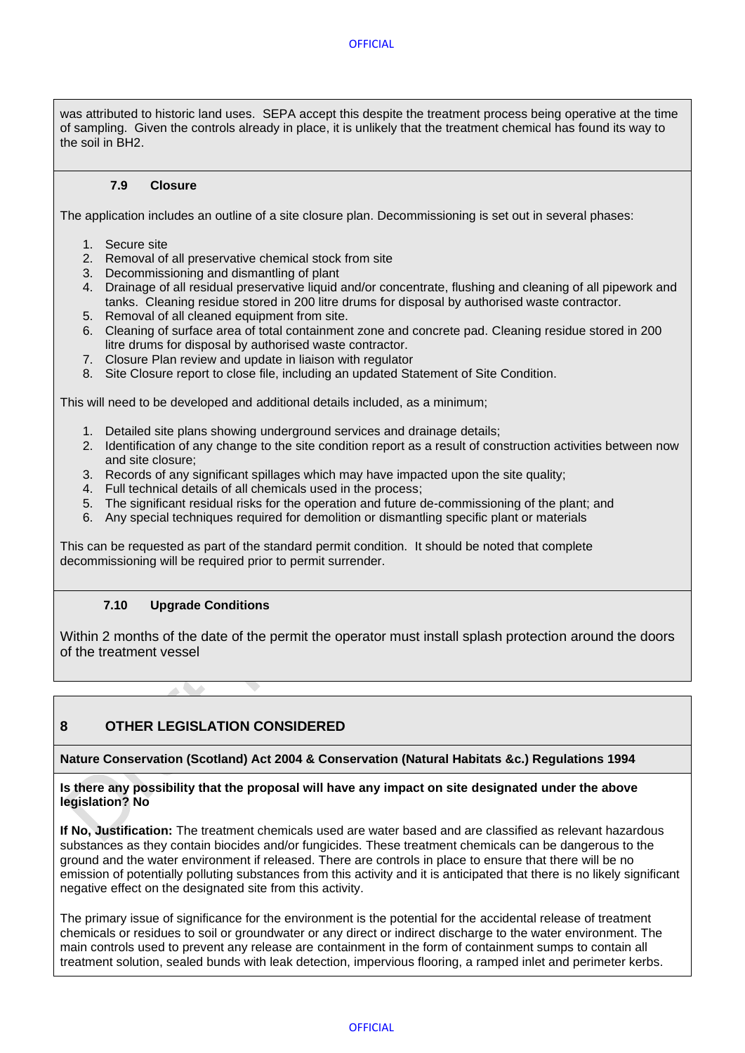was attributed to historic land uses. SEPA accept this despite the treatment process being operative at the time of sampling. Given the controls already in place, it is unlikely that the treatment chemical has found its way to the soil in BH2.

### 7.9 Closure

The application includes an outline of a site closure plan. Decommissioning is set out in several phases:

1. Secure site
2. Removal of all preservative chemical stock from site
3. Decommissioning and dismantling of plant
4. Drainage of all residual preservative liquid and/or concentrate, flushing and cleaning of all pipework and tanks. Cleaning residue stored in 200 litre drums for disposal by authorised waste contractor.
5. Removal of all cleaned equipment from site.
6. Cleaning of surface area of total containment zone and concrete pad. Cleaning residue stored in 200 litre drums for disposal by authorised waste contractor.
7. Closure Plan review and update in liaison with regulator
8. Site Closure report to close file, including an updated Statement of Site Condition.

This will need to be developed and additional details included, as a minimum;

1. Detailed site plans showing underground services and drainage details;
2. Identification of any change to the site condition report as a result of construction activities between now and site closure;
3. Records of any significant spillages which may have impacted upon the site quality;
4. Full technical details of all chemicals used in the process;
5. The significant residual risks for the operation and future de-commissioning of the plant; and
6. Any special techniques required for demolition or dismantling specific plant or materials

This can be requested as part of the standard permit condition. It should be noted that complete decommissioning will be required prior to permit surrender.

### 7.10 Upgrade Conditions

Within 2 months of the date of the permit the operator must install splash protection around the doors of the treatment vessel

## 8 OTHER LEGISLATION CONSIDERED

**Nature Conservation (Scotland) Act 2004 & Conservation (Natural Habitats &c.) Regulations 1994**

**Is there any possibility that the proposal will have any impact on site designated under the above legislation? No**

**If No, Justification:** The treatment chemicals used are water based and are classified as relevant hazardous substances as they contain biocides and/or fungicides. These treatment chemicals can be dangerous to the ground and the water environment if released. There are controls in place to ensure that there will be no emission of potentially polluting substances from this activity and it is anticipated that there is no likely significant negative effect on the designated site from this activity.

The primary issue of significance for the environment is the potential for the accidental release of treatment chemicals or residues to soil or groundwater or any direct or indirect discharge to the water environment. The main controls used to prevent any release are containment in the form of containment sumps to contain all treatment solution, sealed bunds with leak detection, impervious flooring, a ramped inlet and perimeter kerbs.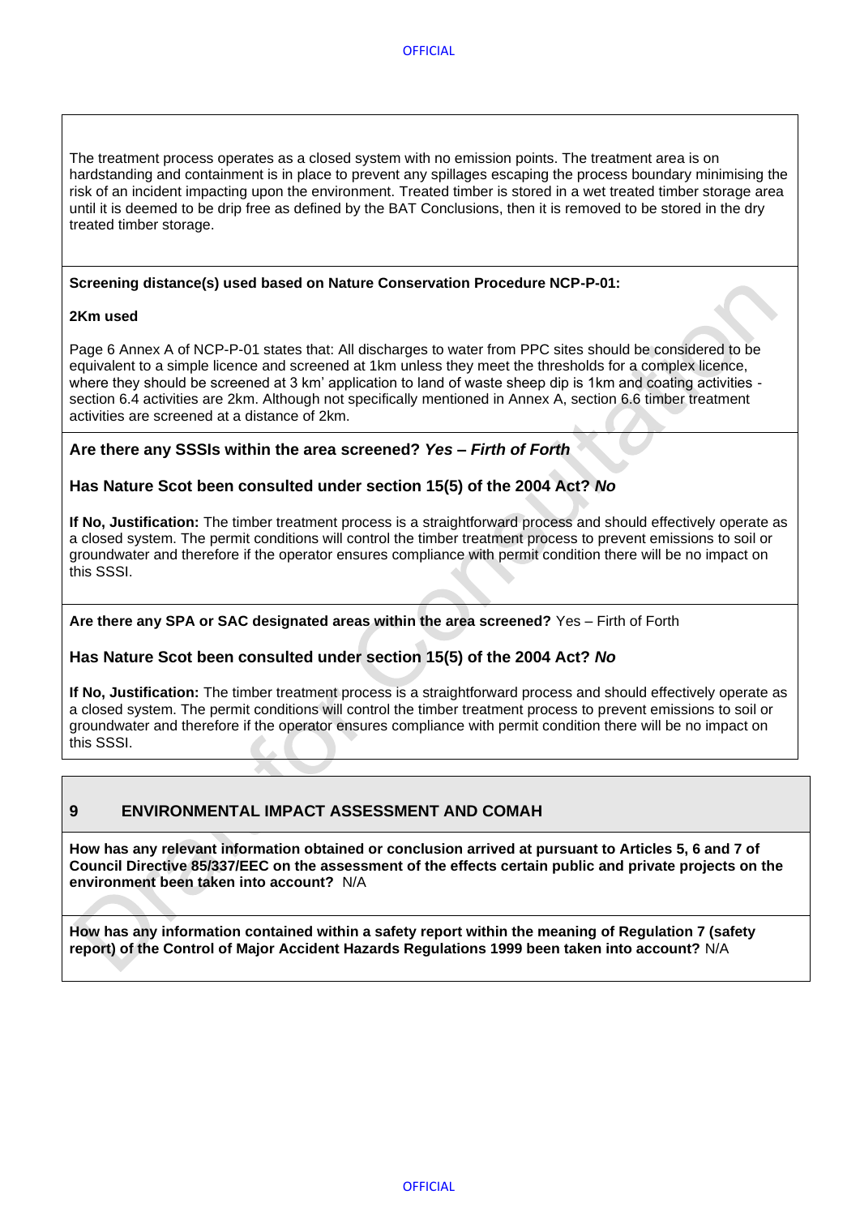The treatment process operates as a closed system with no emission points. The treatment area is on hardstanding and containment is in place to prevent any spillages escaping the process boundary minimising the risk of an incident impacting upon the environment. Treated timber is stored in a wet treated timber storage area until it is deemed to be drip free as defined by the BAT Conclusions, then it is removed to be stored in the dry treated timber storage.

**Screening distance(s) used based on Nature Conservation Procedure NCP-P-01:**

**2Km used**

Page 6 Annex A of NCP-P-01 states that: All discharges to water from PPC sites should be considered to be equivalent to a simple licence and screened at 1km unless they meet the thresholds for a complex licence, where they should be screened at 3 km' application to land of waste sheep dip is 1km and coating activities - section 6.4 activities are 2km. Although not specifically mentioned in Annex A, section 6.6 timber treatment activities are screened at a distance of 2km.

**Are there any SSSIs within the area screened?** ***Yes – Firth of Forth***

**Has Nature Scot been consulted under section 15(5) of the 2004 Act?** ***No***

**If No, Justification:** The timber treatment process is a straightforward process and should effectively operate as a closed system. The permit conditions will control the timber treatment process to prevent emissions to soil or groundwater and therefore if the operator ensures compliance with permit condition there will be no impact on this SSSI.

**Are there any SPA or SAC designated areas within the area screened?** Yes – Firth of Forth

**Has Nature Scot been consulted under section 15(5) of the 2004 Act?** ***No***

**If No, Justification:** The timber treatment process is a straightforward process and should effectively operate as a closed system. The permit conditions will control the timber treatment process to prevent emissions to soil or groundwater and therefore if the operator ensures compliance with permit condition there will be no impact on this SSSI.

## 9 ENVIRONMENTAL IMPACT ASSESSMENT AND COMAH

**How has any relevant information obtained or conclusion arrived at pursuant to Articles 5, 6 and 7 of Council Directive 85/337/EEC on the assessment of the effects certain public and private projects on the environment been taken into account?** N/A

**How has any information contained within a safety report within the meaning of Regulation 7 (safety report) of the Control of Major Accident Hazards Regulations 1999 been taken into account?** N/A